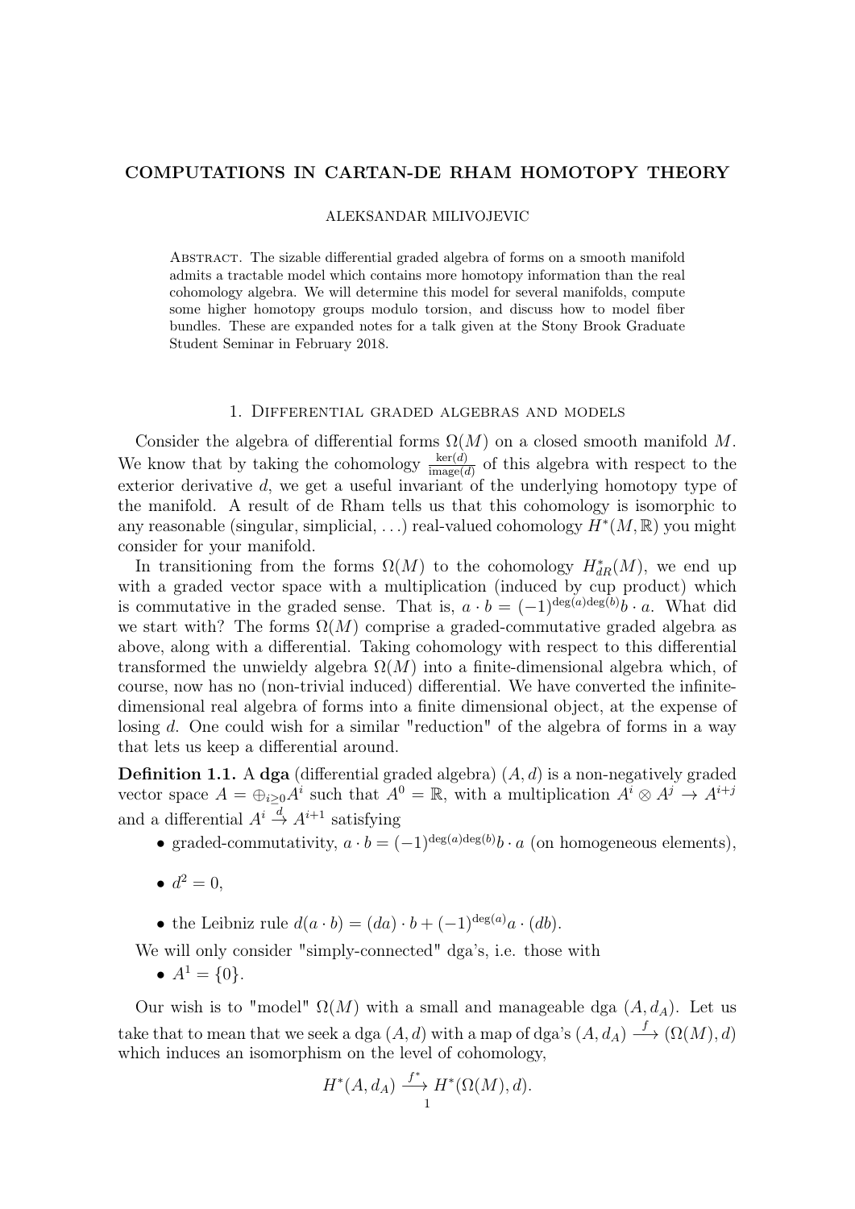# COMPUTATIONS IN CARTAN-DE RHAM HOMOTOPY THEORY

ALEKSANDAR MILIVOJEVIC

Abstract. The sizable differential graded algebra of forms on a smooth manifold admits a tractable model which contains more homotopy information than the real cohomology algebra. We will determine this model for several manifolds, compute some higher homotopy groups modulo torsion, and discuss how to model fiber bundles. These are expanded notes for a talk given at the Stony Brook Graduate Student Seminar in February 2018.

## 1. Differential graded algebras and models

Consider the algebra of differential forms $\Omega(M)$ on a closed smooth manifold $M$. We know that by taking the cohomology $\frac{\ker(d)}{\text{image}(d)}$ of this algebra with respect to the exterior derivative $d$, we get a useful invariant of the underlying homotopy type of the manifold. A result of de Rham tells us that this cohomology is isomorphic to any reasonable (singular, simplicial, ...) real-valued cohomology $H^*(M, \mathbb{R})$ you might consider for your manifold.

In transitioning from the forms $\Omega(M)$ to the cohomology $H^*_{dR}(M)$, we end up with a graded vector space with a multiplication (induced by cup product) which is commutative in the graded sense. That is, $a \cdot b = (-1)^{\deg(a)\deg(b)} b \cdot a$. What did we start with? The forms $\Omega(M)$ comprise a graded-commutative graded algebra as above, along with a differential. Taking cohomology with respect to this differential transformed the unwieldy algebra $\Omega(M)$ into a finite-dimensional algebra which, of course, now has no (non-trivial induced) differential. We have converted the infinite-dimensional real algebra of forms into a finite dimensional object, at the expense of losing $d$. One could wish for a similar "reduction" of the algebra of forms in a way that lets us keep a differential around.

**Definition 1.1.** A **dga** (differential graded algebra) $(A, d)$ is a non-negatively graded vector space $A = \oplus_{i \geq 0} A^i$ such that $A^0 = \mathbb{R}$, with a multiplication $A^i \otimes A^j \to A^{i+j}$ and a differential $A^i \xrightarrow{d} A^{i+1}$ satisfying

- graded-commutativity, $a \cdot b = (-1)^{\deg(a)\deg(b)} b \cdot a$ (on homogeneous elements),
- $d^2 = 0$,
- the Leibniz rule $d(a \cdot b) = (da) \cdot b + (-1)^{\deg(a)} a \cdot (db)$.

We will only consider "simply-connected" dga's, i.e. those with

- $A^1 = \{0\}$.

Our wish is to "model" $\Omega(M)$ with a small and manageable dga $(A, d_A)$. Let us take that to mean that we seek a dga $(A, d)$ with a map of dga's $(A, d_A) \xrightarrow{f} (\Omega(M), d)$ which induces an isomorphism on the level of cohomology,

$$H^*(A, d_A) \xrightarrow{f^*} H^*(\Omega(M), d).$$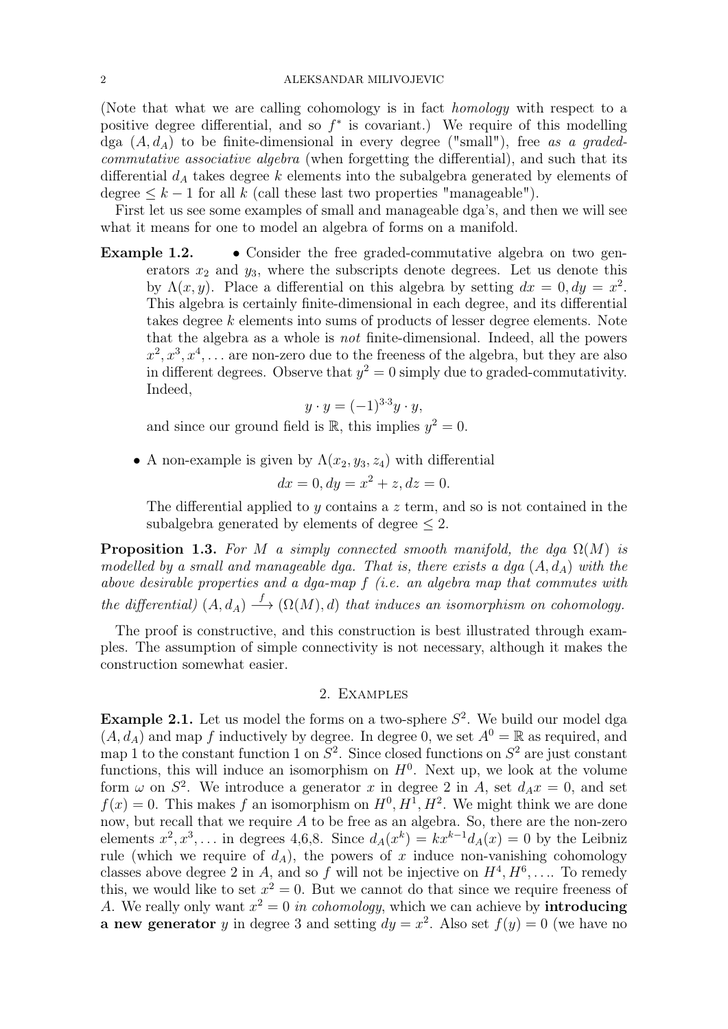(Note that what we are calling cohomology is in fact *homology* with respect to a positive degree differential, and so $f^*$ is covariant.) We require of this modelling dga $(A, d_A)$ to be finite-dimensional in every degree ("small"), free *as a graded-commutative associative algebra* (when forgetting the differential), and such that its differential $d_A$ takes degree $k$ elements into the subalgebra generated by elements of degree $\leq k-1$ for all $k$ (call these last two properties "manageable").

First let us see some examples of small and manageable dga's, and then we will see what it means for one to model an algebra of forms on a manifold.

**Example 1.2.**

- Consider the free graded-commutative algebra on two generators $x_2$ and $y_3$, where the subscripts denote degrees. Let us denote this by $\Lambda(x, y)$. Place a differential on this algebra by setting $dx = 0, dy = x^2$. This algebra is certainly finite-dimensional in each degree, and its differential takes degree $k$ elements into sums of products of lesser degree elements. Note that the algebra as a whole is *not* finite-dimensional. Indeed, all the powers $x^2, x^3, x^4, \ldots$ are non-zero due to the freeness of the algebra, but they are also in different degrees. Observe that $y^2 = 0$ simply due to graded-commutativity. Indeed,
$$y \cdot y = (-1)^{3 \cdot 3} y \cdot y,$$
and since our ground field is $\mathbb{R}$, this implies $y^2 = 0$.
- A non-example is given by $\Lambda(x_2, y_3, z_4)$ with differential
$$dx = 0, dy = x^2 + z, dz = 0.$$
The differential applied to $y$ contains a $z$ term, and so is not contained in the subalgebra generated by elements of degree $\leq 2$.

**Proposition 1.3.** *For $M$ a simply connected smooth manifold, the dga $\Omega(M)$ is modelled by a small and manageable dga. That is, there exists a dga $(A, d_A)$ with the above desirable properties and a dga-map $f$ (i.e. an algebra map that commutes with the differential) $(A, d_A) \xrightarrow{f} (\Omega(M), d)$ that induces an isomorphism on cohomology.*

The proof is constructive, and this construction is best illustrated through examples. The assumption of simple connectivity is not necessary, although it makes the construction somewhat easier.

## 2. Examples

**Example 2.1.** Let us model the forms on a two-sphere $S^2$. We build our model dga $(A, d_A)$ and map $f$ inductively by degree. In degree 0, we set $A^0 = \mathbb{R}$ as required, and map 1 to the constant function 1 on $S^2$. Since closed functions on $S^2$ are just constant functions, this will induce an isomorphism on $H^0$. Next up, we look at the volume form $\omega$ on $S^2$. We introduce a generator $x$ in degree 2 in $A$, set $d_A x = 0$, and set $f(x) = 0$. This makes $f$ an isomorphism on $H^0, H^1, H^2$. We might think we are done now, but recall that we require $A$ to be free as an algebra. So, there are the non-zero elements $x^2, x^3, \ldots$ in degrees 4,6,8. Since $d_A(x^k) = kx^{k-1} d_A(x) = 0$ by the Leibniz rule (which we require of $d_A$), the powers of $x$ induce non-vanishing cohomology classes above degree 2 in $A$, and so $f$ will not be injective on $H^4, H^6, \ldots$. To remedy this, we would like to set $x^2 = 0$. But we cannot do that since we require freeness of $A$. We really only want $x^2 = 0$ *in cohomology*, which we can achieve by **introducing a new generator** $y$ in degree 3 and setting $dy = x^2$. Also set $f(y) = 0$ (we have no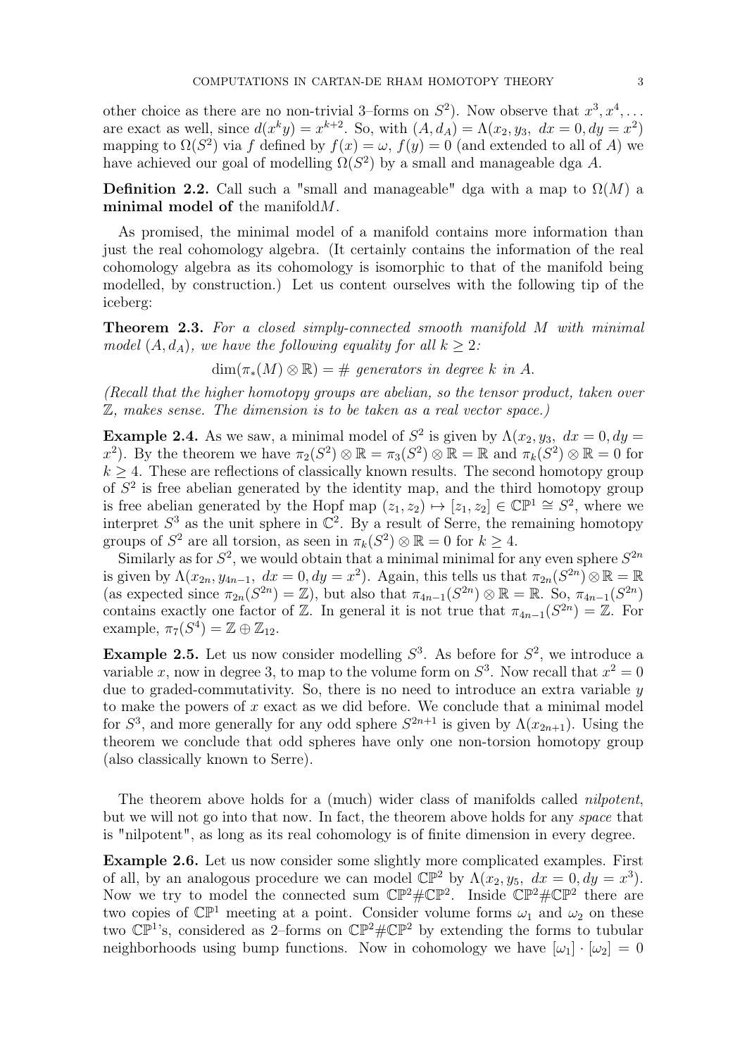other choice as there are no non-trivial 3–forms on $S^2$). Now observe that $x^3, x^4, \ldots$ are exact as well, since $d(x^k y) = x^{k+2}$. So, with $(A, d_A) = \Lambda(x_2, y_3,\ dx = 0, dy = x^2)$ mapping to $\Omega(S^2)$ via $f$ defined by $f(x) = \omega$, $f(y) = 0$ (and extended to all of $A$) we have achieved our goal of modelling $\Omega(S^2)$ by a small and manageable dga $A$.

**Definition 2.2.** Call such a "small and manageable" dga with a map to $\Omega(M)$ a **minimal model of** the manifold$M$.

As promised, the minimal model of a manifold contains more information than just the real cohomology algebra. (It certainly contains the information of the real cohomology algebra as its cohomology is isomorphic to that of the manifold being modelled, by construction.) Let us content ourselves with the following tip of the iceberg:

**Theorem 2.3.** *For a closed simply-connected smooth manifold $M$ with minimal model $(A, d_A)$, we have the following equality for all $k \geq 2$:*

$$\dim(\pi_*(M) \otimes \mathbb{R}) = \#\ \textit{generators in degree } k \textit{ in } A.$$

*(Recall that the higher homotopy groups are abelian, so the tensor product, taken over $\mathbb{Z}$, makes sense. The dimension is to be taken as a real vector space.)*

**Example 2.4.** As we saw, a minimal model of $S^2$ is given by $\Lambda(x_2, y_3,\ dx = 0, dy = x^2)$. By the theorem we have $\pi_2(S^2) \otimes \mathbb{R} = \pi_3(S^2) \otimes \mathbb{R} = \mathbb{R}$ and $\pi_k(S^2) \otimes \mathbb{R} = 0$ for $k \geq 4$. These are reflections of classically known results. The second homotopy group of $S^2$ is free abelian generated by the identity map, and the third homotopy group is free abelian generated by the Hopf map $(z_1, z_2) \mapsto [z_1, z_2] \in \mathbb{CP}^1 \cong S^2$, where we interpret $S^3$ as the unit sphere in $\mathbb{C}^2$. By a result of Serre, the remaining homotopy groups of $S^2$ are all torsion, as seen in $\pi_k(S^2) \otimes \mathbb{R} = 0$ for $k \geq 4$.

Similarly as for $S^2$, we would obtain that a minimal minimal for any even sphere $S^{2n}$ is given by $\Lambda(x_{2n}, y_{4n-1},\ dx = 0, dy = x^2)$. Again, this tells us that $\pi_{2n}(S^{2n}) \otimes \mathbb{R} = \mathbb{R}$ (as expected since $\pi_{2n}(S^{2n}) = \mathbb{Z}$), but also that $\pi_{4n-1}(S^{2n}) \otimes \mathbb{R} = \mathbb{R}$. So, $\pi_{4n-1}(S^{2n})$ contains exactly one factor of $\mathbb{Z}$. In general it is not true that $\pi_{4n-1}(S^{2n}) = \mathbb{Z}$. For example, $\pi_7(S^4) = \mathbb{Z} \oplus \mathbb{Z}_{12}$.

**Example 2.5.** Let us now consider modelling $S^3$. As before for $S^2$, we introduce a variable $x$, now in degree 3, to map to the volume form on $S^3$. Now recall that $x^2 = 0$ due to graded-commutativity. So, there is no need to introduce an extra variable $y$ to make the powers of $x$ exact as we did before. We conclude that a minimal model for $S^3$, and more generally for any odd sphere $S^{2n+1}$ is given by $\Lambda(x_{2n+1})$. Using the theorem we conclude that odd spheres have only one non-torsion homotopy group (also classically known to Serre).

The theorem above holds for a (much) wider class of manifolds called *nilpotent*, but we will not go into that now. In fact, the theorem above holds for any *space* that is "nilpotent", as long as its real cohomology is of finite dimension in every degree.

**Example 2.6.** Let us now consider some slightly more complicated examples. First of all, by an analogous procedure we can model $\mathbb{CP}^2$ by $\Lambda(x_2, y_5,\ dx = 0, dy = x^3)$. Now we try to model the connected sum $\mathbb{CP}^2 \# \mathbb{CP}^2$. Inside $\mathbb{CP}^2 \# \mathbb{CP}^2$ there are two copies of $\mathbb{CP}^1$ meeting at a point. Consider volume forms $\omega_1$ and $\omega_2$ on these two $\mathbb{CP}^1$'s, considered as 2–forms on $\mathbb{CP}^2 \# \mathbb{CP}^2$ by extending the forms to tubular neighborhoods using bump functions. Now in cohomology we have $[\omega_1] \cdot [\omega_2] = 0$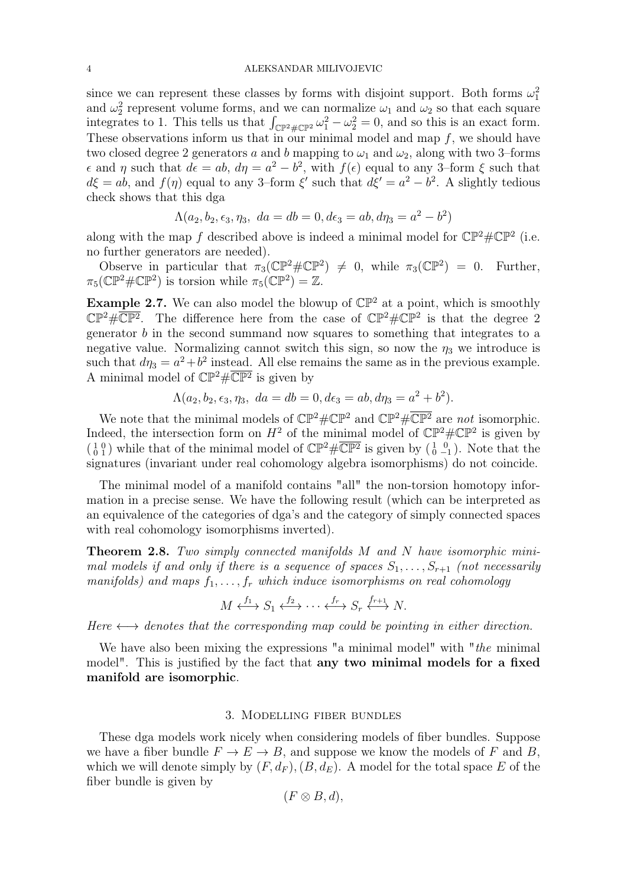since we can represent these classes by forms with disjoint support. Both forms $\omega_1^2$ and $\omega_2^2$ represent volume forms, and we can normalize $\omega_1$ and $\omega_2$ so that each square integrates to 1. This tells us that $\int_{\mathbb{CP}^2\#\mathbb{CP}^2} \omega_1^2 - \omega_2^2 = 0$, and so this is an exact form. These observations inform us that in our minimal model and map $f$, we should have two closed degree 2 generators $a$ and $b$ mapping to $\omega_1$ and $\omega_2$, along with two 3–forms $\epsilon$ and $\eta$ such that $d\epsilon = ab$, $d\eta = a^2 - b^2$, with $f(\epsilon)$ equal to any 3–form $\xi$ such that $d\xi = ab$, and $f(\eta)$ equal to any 3–form $\xi'$ such that $d\xi' = a^2 - b^2$. A slightly tedious check shows that this dga

$$\Lambda(a_2, b_2, \epsilon_3, \eta_3,\ da = db = 0, d\epsilon_3 = ab, d\eta_3 = a^2 - b^2)$$

along with the map $f$ described above is indeed a minimal model for $\mathbb{CP}^2\#\mathbb{CP}^2$ (i.e. no further generators are needed).

Observe in particular that $\pi_3(\mathbb{CP}^2\#\mathbb{CP}^2) \neq 0$, while $\pi_3(\mathbb{CP}^2) = 0$. Further, $\pi_5(\mathbb{CP}^2\#\mathbb{CP}^2)$ is torsion while $\pi_5(\mathbb{CP}^2) = \mathbb{Z}$.

**Example 2.7.** We can also model the blowup of $\mathbb{CP}^2$ at a point, which is smoothly $\mathbb{CP}^2\#\overline{\mathbb{CP}^2}$. The difference here from the case of $\mathbb{CP}^2\#\mathbb{CP}^2$ is that the degree 2 generator $b$ in the second summand now squares to something that integrates to a negative value. Normalizing cannot switch this sign, so now the $\eta_3$ we introduce is such that $d\eta_3 = a^2 + b^2$ instead. All else remains the same as in the previous example. A minimal model of $\mathbb{CP}^2\#\overline{\mathbb{CP}^2}$ is given by

$$\Lambda(a_2, b_2, \epsilon_3, \eta_3,\ da = db = 0, d\epsilon_3 = ab, d\eta_3 = a^2 + b^2).$$

We note that the minimal models of $\mathbb{CP}^2\#\mathbb{CP}^2$ and $\mathbb{CP}^2\#\overline{\mathbb{CP}^2}$ are *not* isomorphic. Indeed, the intersection form on $H^2$ of the minimal model of $\mathbb{CP}^2\#\mathbb{CP}^2$ is given by $\left(\begin{smallmatrix} 1 & 0 \\ 0 & 1 \end{smallmatrix}\right)$ while that of the minimal model of $\mathbb{CP}^2\#\overline{\mathbb{CP}^2}$ is given by $\left(\begin{smallmatrix} 1 & 0 \\ 0 & -1 \end{smallmatrix}\right)$. Note that the signatures (invariant under real cohomology algebra isomorphisms) do not coincide.

The minimal model of a manifold contains "all" the non-torsion homotopy information in a precise sense. We have the following result (which can be interpreted as an equivalence of the categories of dga's and the category of simply connected spaces with real cohomology isomorphisms inverted).

**Theorem 2.8.** *Two simply connected manifolds $M$ and $N$ have isomorphic minimal models if and only if there is a sequence of spaces $S_1, \ldots, S_{r+1}$ (not necessarily manifolds) and maps $f_1, \ldots, f_r$ which induce isomorphisms on real cohomology*

$$M \overset{f_1}{\longleftrightarrow} S_1 \overset{f_2}{\longleftrightarrow} \cdots \overset{f_r}{\longleftrightarrow} S_r \overset{f_{r+1}}{\longleftrightarrow} N.$$

*Here $\longleftrightarrow$ denotes that the corresponding map could be pointing in either direction.*

We have also been mixing the expressions "a minimal model" with "*the* minimal model". This is justified by the fact that **any two minimal models for a fixed manifold are isomorphic**.

## 3. Modelling fiber bundles

These dga models work nicely when considering models of fiber bundles. Suppose we have a fiber bundle $F \to E \to B$, and suppose we know the models of $F$ and $B$, which we will denote simply by $(F, d_F), (B, d_E)$. A model for the total space $E$ of the fiber bundle is given by

$$(F \otimes B, d),$$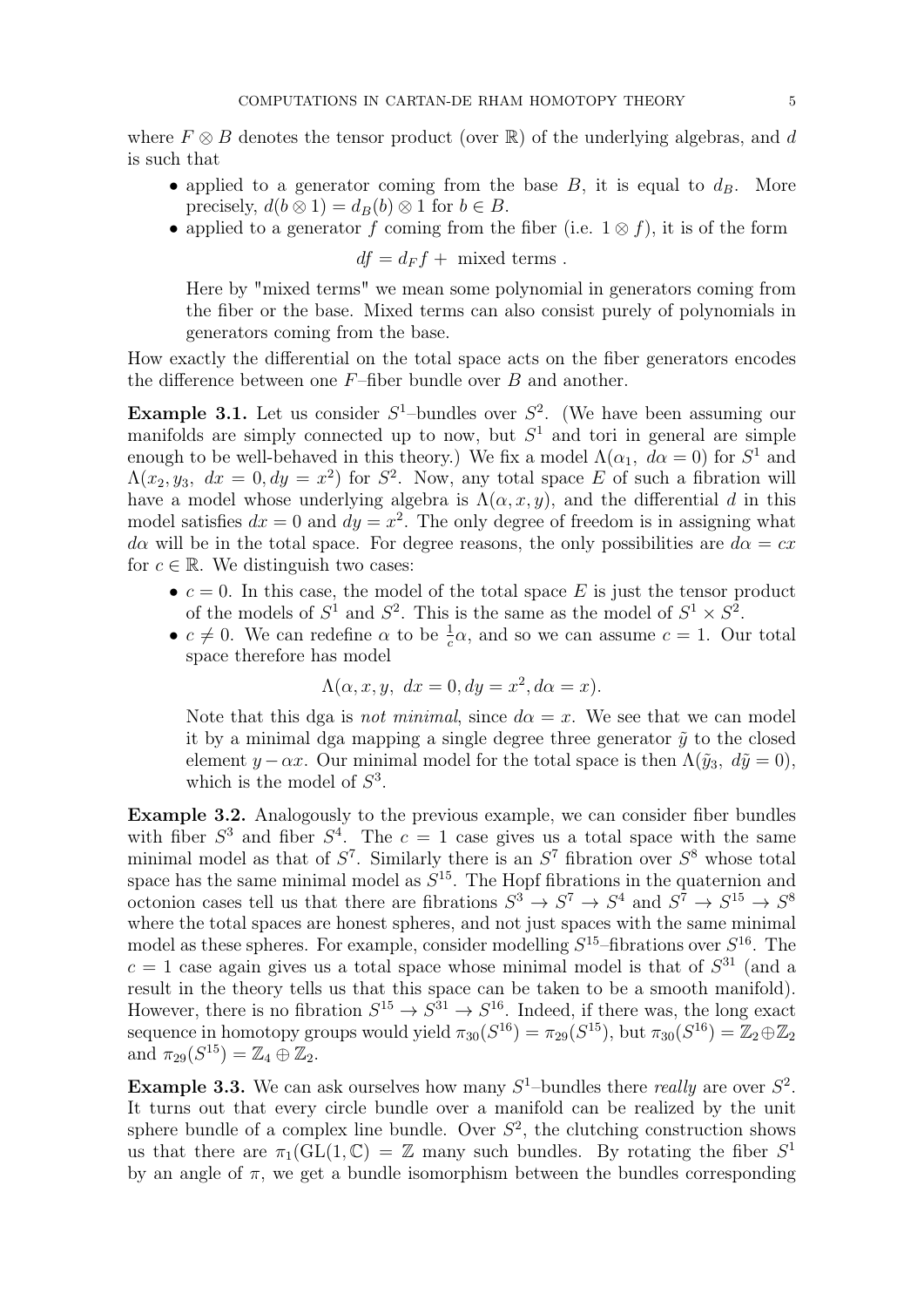where $F \otimes B$ denotes the tensor product (over $\mathbb{R}$) of the underlying algebras, and $d$ is such that

- applied to a generator coming from the base $B$, it is equal to $d_B$. More precisely, $d(b \otimes 1) = d_B(b) \otimes 1$ for $b \in B$.
- applied to a generator $f$ coming from the fiber (i.e. $1 \otimes f$), it is of the form

  $$df = d_F f + \text{ mixed terms } .$$

  Here by "mixed terms" we mean some polynomial in generators coming from the fiber or the base. Mixed terms can also consist purely of polynomials in generators coming from the base.

How exactly the differential on the total space acts on the fiber generators encodes the difference between one $F$–fiber bundle over $B$ and another.

**Example 3.1.** Let us consider $S^1$–bundles over $S^2$. (We have been assuming our manifolds are simply connected up to now, but $S^1$ and tori in general are simple enough to be well-behaved in this theory.) We fix a model $\Lambda(\alpha_1,\ d\alpha = 0)$ for $S^1$ and $\Lambda(x_2, y_3,\ dx = 0, dy = x^2)$ for $S^2$. Now, any total space $E$ of such a fibration will have a model whose underlying algebra is $\Lambda(\alpha, x, y)$, and the differential $d$ in this model satisfies $dx = 0$ and $dy = x^2$. The only degree of freedom is in assigning what $d\alpha$ will be in the total space. For degree reasons, the only possibilities are $d\alpha = cx$ for $c \in \mathbb{R}$. We distinguish two cases:

- $c = 0$. In this case, the model of the total space $E$ is just the tensor product of the models of $S^1$ and $S^2$. This is the same as the model of $S^1 \times S^2$.
- $c \neq 0$. We can redefine $\alpha$ to be $\frac{1}{c}\alpha$, and so we can assume $c = 1$. Our total space therefore has model

  $$\Lambda(\alpha, x, y,\ dx = 0, dy = x^2, d\alpha = x).$$

  Note that this dga is *not minimal*, since $d\alpha = x$. We see that we can model it by a minimal dga mapping a single degree three generator $\tilde{y}$ to the closed element $y - \alpha x$. Our minimal model for the total space is then $\Lambda(\tilde{y}_3,\ d\tilde{y} = 0)$, which is the model of $S^3$.

**Example 3.2.** Analogously to the previous example, we can consider fiber bundles with fiber $S^3$ and fiber $S^4$. The $c = 1$ case gives us a total space with the same minimal model as that of $S^7$. Similarly there is an $S^7$ fibration over $S^8$ whose total space has the same minimal model as $S^{15}$. The Hopf fibrations in the quaternion and octonion cases tell us that there are fibrations $S^3 \to S^7 \to S^4$ and $S^7 \to S^{15} \to S^8$ where the total spaces are honest spheres, and not just spaces with the same minimal model as these spheres. For example, consider modelling $S^{15}$–fibrations over $S^{16}$. The $c = 1$ case again gives us a total space whose minimal model is that of $S^{31}$ (and a result in the theory tells us that this space can be taken to be a smooth manifold). However, there is no fibration $S^{15} \to S^{31} \to S^{16}$. Indeed, if there was, the long exact sequence in homotopy groups would yield $\pi_{30}(S^{16}) = \pi_{29}(S^{15})$, but $\pi_{30}(S^{16}) = \mathbb{Z}_2 \oplus \mathbb{Z}_2$ and $\pi_{29}(S^{15}) = \mathbb{Z}_4 \oplus \mathbb{Z}_2$.

**Example 3.3.** We can ask ourselves how many $S^1$–bundles there *really* are over $S^2$. It turns out that every circle bundle over a manifold can be realized by the unit sphere bundle of a complex line bundle. Over $S^2$, the clutching construction shows us that there are $\pi_1(\mathrm{GL}(1, \mathbb{C}) = \mathbb{Z}$ many such bundles. By rotating the fiber $S^1$ by an angle of $\pi$, we get a bundle isomorphism between the bundles corresponding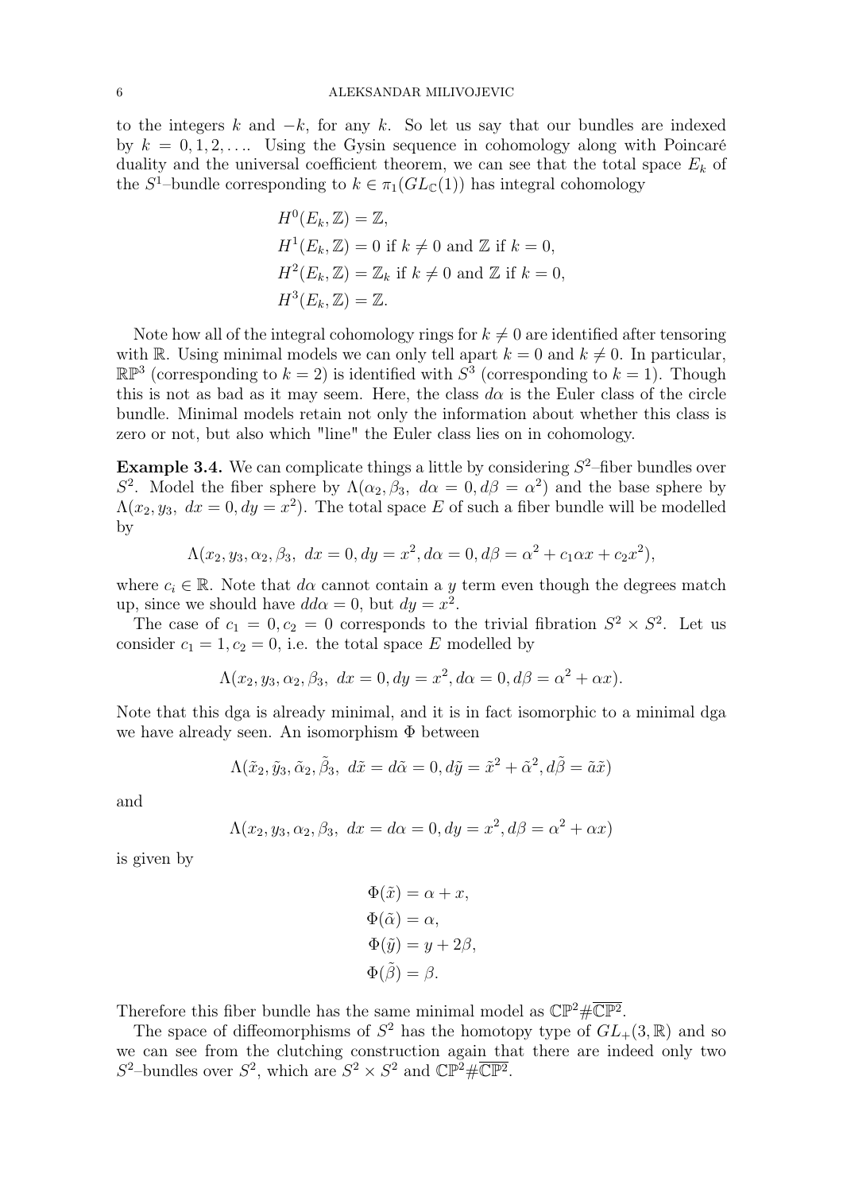to the integers $k$ and $-k$, for any $k$. So let us say that our bundles are indexed by $k = 0, 1, 2, \ldots$. Using the Gysin sequence in cohomology along with Poincaré duality and the universal coefficient theorem, we can see that the total space $E_k$ of the $S^1$–bundle corresponding to $k \in \pi_1(GL_{\mathbb{C}}(1))$ has integral cohomology

$$
\begin{aligned}
&H^0(E_k, \mathbb{Z}) = \mathbb{Z}, \\
&H^1(E_k, \mathbb{Z}) = 0 \text{ if } k \neq 0 \text{ and } \mathbb{Z} \text{ if } k = 0, \\
&H^2(E_k, \mathbb{Z}) = \mathbb{Z}_k \text{ if } k \neq 0 \text{ and } \mathbb{Z} \text{ if } k = 0, \\
&H^3(E_k, \mathbb{Z}) = \mathbb{Z}.
\end{aligned}
$$

Note how all of the integral cohomology rings for $k \neq 0$ are identified after tensoring with $\mathbb{R}$. Using minimal models we can only tell apart $k = 0$ and $k \neq 0$. In particular, $\mathbb{RP}^3$ (corresponding to $k = 2$) is identified with $S^3$ (corresponding to $k = 1$). Though this is not as bad as it may seem. Here, the class $d\alpha$ is the Euler class of the circle bundle. Minimal models retain not only the information about whether this class is zero or not, but also which "line" the Euler class lies on in cohomology.

**Example 3.4.** We can complicate things a little by considering $S^2$–fiber bundles over $S^2$. Model the fiber sphere by $\Lambda(\alpha_2, \beta_3,\ d\alpha = 0, d\beta = \alpha^2)$ and the base sphere by $\Lambda(x_2, y_3,\ dx = 0, dy = x^2)$. The total space $E$ of such a fiber bundle will be modelled by

$$\Lambda(x_2, y_3, \alpha_2, \beta_3,\ dx = 0, dy = x^2, d\alpha = 0, d\beta = \alpha^2 + c_1\alpha x + c_2 x^2),$$

where $c_i \in \mathbb{R}$. Note that $d\alpha$ cannot contain a $y$ term even though the degrees match up, since we should have $dd\alpha = 0$, but $dy = x^2$.

The case of $c_1 = 0, c_2 = 0$ corresponds to the trivial fibration $S^2 \times S^2$. Let us consider $c_1 = 1, c_2 = 0$, i.e. the total space $E$ modelled by

$$\Lambda(x_2, y_3, \alpha_2, \beta_3,\ dx = 0, dy = x^2, d\alpha = 0, d\beta = \alpha^2 + \alpha x).$$

Note that this dga is already minimal, and it is in fact isomorphic to a minimal dga we have already seen. An isomorphism $\Phi$ between

$$\Lambda(\tilde{x}_2, \tilde{y}_3, \tilde{\alpha}_2, \tilde{\beta}_3,\ d\tilde{x} = d\tilde{\alpha} = 0, d\tilde{y} = \tilde{x}^2 + \tilde{\alpha}^2, d\tilde{\beta} = \tilde{\alpha}\tilde{x})$$

and

$$\Lambda(x_2, y_3, \alpha_2, \beta_3,\ dx = d\alpha = 0, dy = x^2, d\beta = \alpha^2 + \alpha x)$$

is given by

$$
\begin{aligned}
\Phi(\tilde{x}) &= \alpha + x, \\
\Phi(\tilde{\alpha}) &= \alpha, \\
\Phi(\tilde{y}) &= y + 2\beta, \\
\Phi(\tilde{\beta}) &= \beta.
\end{aligned}
$$

Therefore this fiber bundle has the same minimal model as $\mathbb{CP}^2 \# \overline{\mathbb{CP}^2}$.

The space of diffeomorphisms of $S^2$ has the homotopy type of $GL_+(3, \mathbb{R})$ and so we can see from the clutching construction again that there are indeed only two $S^2$–bundles over $S^2$, which are $S^2 \times S^2$ and $\mathbb{CP}^2 \# \overline{\mathbb{CP}^2}$.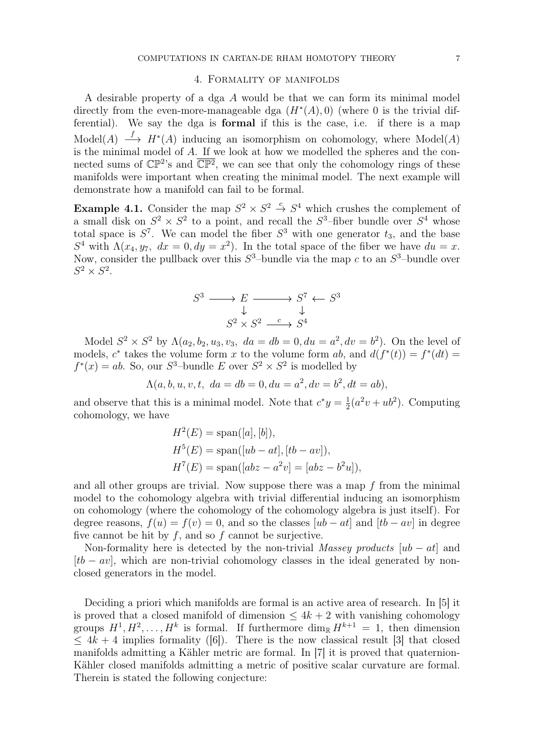## 4. Formality of manifolds

A desirable property of a dga $A$ would be that we can form its minimal model directly from the even-more-manageable dga $(H^*(A), 0)$ (where 0 is the trivial differential). We say the dga is **formal** if this is the case, i.e. if there is a map $\text{Model}(A) \xrightarrow{f} H^*(A)$ inducing an isomorphism on cohomology, where $\text{Model}(A)$ is the minimal model of $A$. If we look at how we modelled the spheres and the connected sums of $\mathbb{CP}^2$'s and $\overline{\mathbb{CP}^2}$, we can see that only the cohomology rings of these manifolds were important when creating the minimal model. The next example will demonstrate how a manifold can fail to be formal.

**Example 4.1.** Consider the map $S^2 \times S^2 \xrightarrow{c} S^4$ which crushes the complement of a small disk on $S^2 \times S^2$ to a point, and recall the $S^3$–fiber bundle over $S^4$ whose total space is $S^7$. We can model the fiber $S^3$ with one generator $t_3$, and the base $S^4$ with $\Lambda(x_4, y_7,\ dx = 0, dy = x^2)$. In the total space of the fiber we have $du = x$. Now, consider the pullback over this $S^3$–bundle via the map $c$ to an $S^3$–bundle over $S^2 \times S^2$.

$$\begin{array}{ccccc} S^3 & \longrightarrow & E & \longrightarrow & S^7 \longleftarrow S^3 \\ & & \downarrow & & \downarrow \\ & & S^2 \times S^2 & \xrightarrow{\ c\ } & S^4 \end{array}$$

Model $S^2 \times S^2$ by $\Lambda(a_2, b_2, u_3, v_3,\ da = db = 0, du = a^2, dv = b^2)$. On the level of models, $c^*$ takes the volume form $x$ to the volume form $ab$, and $d(f^*(t)) = f^*(dt) = f^*(x) = ab$. So, our $S^3$–bundle $E$ over $S^2 \times S^2$ is modelled by

$$\Lambda(a, b, u, v, t,\ da = db = 0, du = a^2, dv = b^2, dt = ab),$$

and observe that this is a minimal model. Note that $c^*y = \frac{1}{2}(a^2v + ub^2)$. Computing cohomology, we have

$$\begin{aligned} H^2(E) &= \text{span}([a], [b]), \\ H^5(E) &= \text{span}([ub - at], [tb - av]), \\ H^7(E) &= \text{span}([abz - a^2v] = [abz - b^2u]), \end{aligned}$$

and all other groups are trivial. Now suppose there was a map $f$ from the minimal model to the cohomology algebra with trivial differential inducing an isomorphism on cohomology (where the cohomology of the cohomology algebra is just itself). For degree reasons, $f(u) = f(v) = 0$, and so the classes $[ub - at]$ and $[tb - av]$ in degree five cannot be hit by $f$, and so $f$ cannot be surjective.

Non-formality here is detected by the non-trivial *Massey products* $[ub - at]$ and $[tb - av]$, which are non-trivial cohomology classes in the ideal generated by non-closed generators in the model.

Deciding a priori which manifolds are formal is an active area of research. In [5] it is proved that a closed manifold of dimension $\leq 4k + 2$ with vanishing cohomology groups $H^1, H^2, \ldots, H^k$ is formal. If furthermore $\dim_{\mathbb{R}} H^{k+1} = 1$, then dimension $\leq 4k + 4$ implies formality ([6]). There is the now classical result [3] that closed manifolds admitting a Kähler metric are formal. In [7] it is proved that quaternion-Kähler closed manifolds admitting a metric of positive scalar curvature are formal. Therein is stated the following conjecture: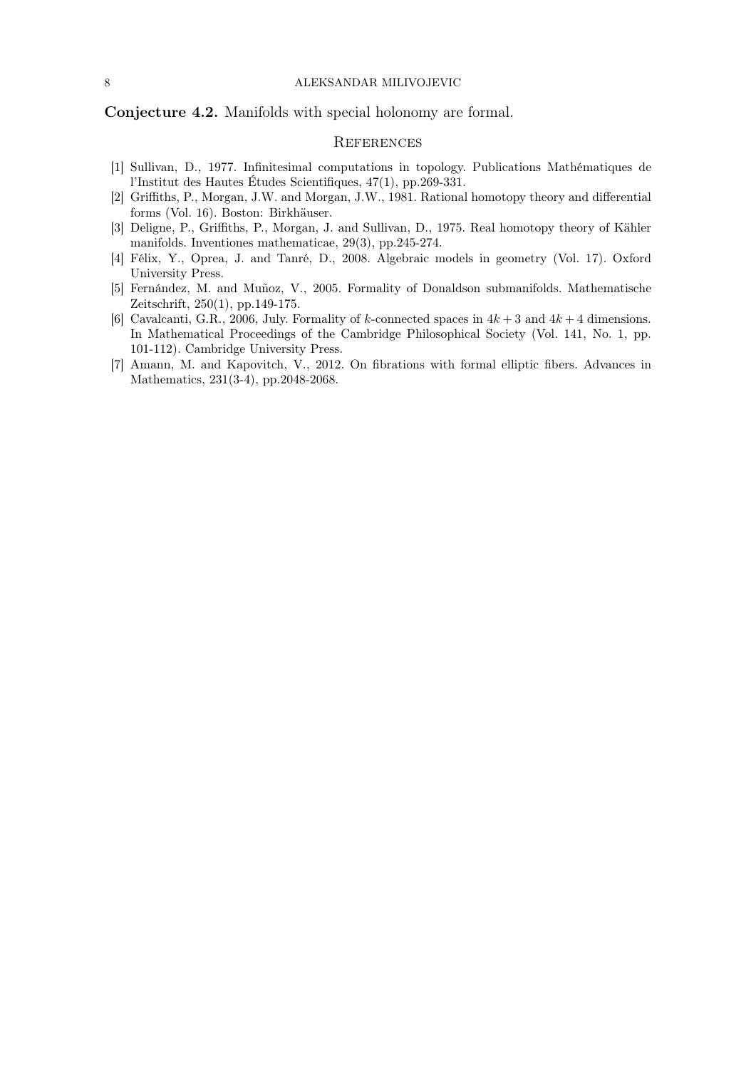**Conjecture 4.2.** Manifolds with special holonomy are formal.

## References

[1] Sullivan, D., 1977. Infinitesimal computations in topology. Publications Mathématiques de l'Institut des Hautes Études Scientifiques, 47(1), pp.269-331.

[2] Griffiths, P., Morgan, J.W. and Morgan, J.W., 1981. Rational homotopy theory and differential forms (Vol. 16). Boston: Birkhäuser.

[3] Deligne, P., Griffiths, P., Morgan, J. and Sullivan, D., 1975. Real homotopy theory of Kähler manifolds. Inventiones mathematicae, 29(3), pp.245-274.

[4] Félix, Y., Oprea, J. and Tanré, D., 2008. Algebraic models in geometry (Vol. 17). Oxford University Press.

[5] Fernández, M. and Muñoz, V., 2005. Formality of Donaldson submanifolds. Mathematische Zeitschrift, 250(1), pp.149-175.

[6] Cavalcanti, G.R., 2006, July. Formality of $k$-connected spaces in $4k+3$ and $4k+4$ dimensions. In Mathematical Proceedings of the Cambridge Philosophical Society (Vol. 141, No. 1, pp. 101-112). Cambridge University Press.

[7] Amann, M. and Kapovitch, V., 2012. On fibrations with formal elliptic fibers. Advances in Mathematics, 231(3-4), pp.2048-2068.